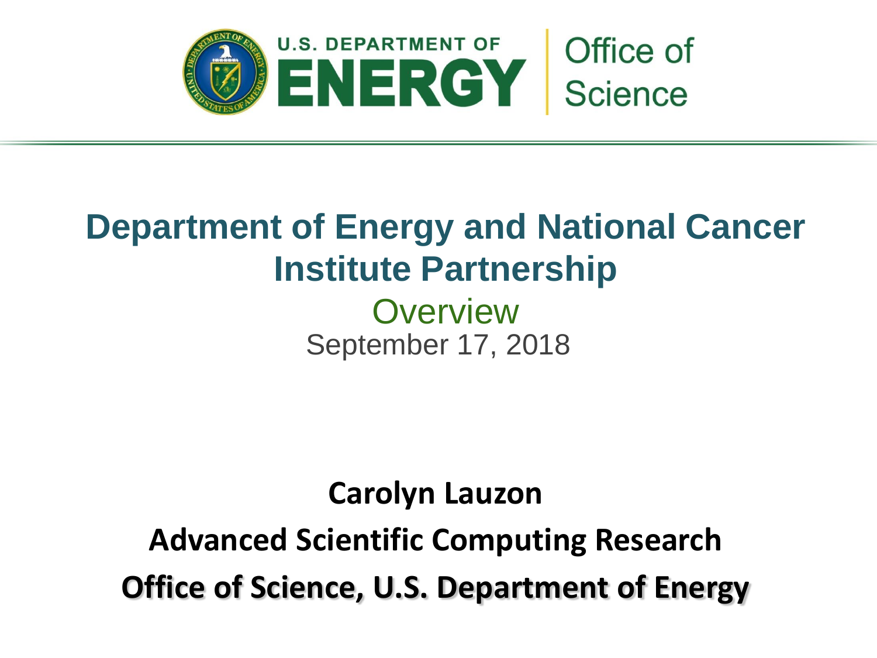U.S. DEPARTMENT OF ENERGY | Office of Science

# Department of Energy and National Cancer Institute Partnership

## Overview

September 17, 2018

**Carolyn Lauzon**

**Advanced Scientific Computing Research**

**Office of Science, U.S. Department of Energy**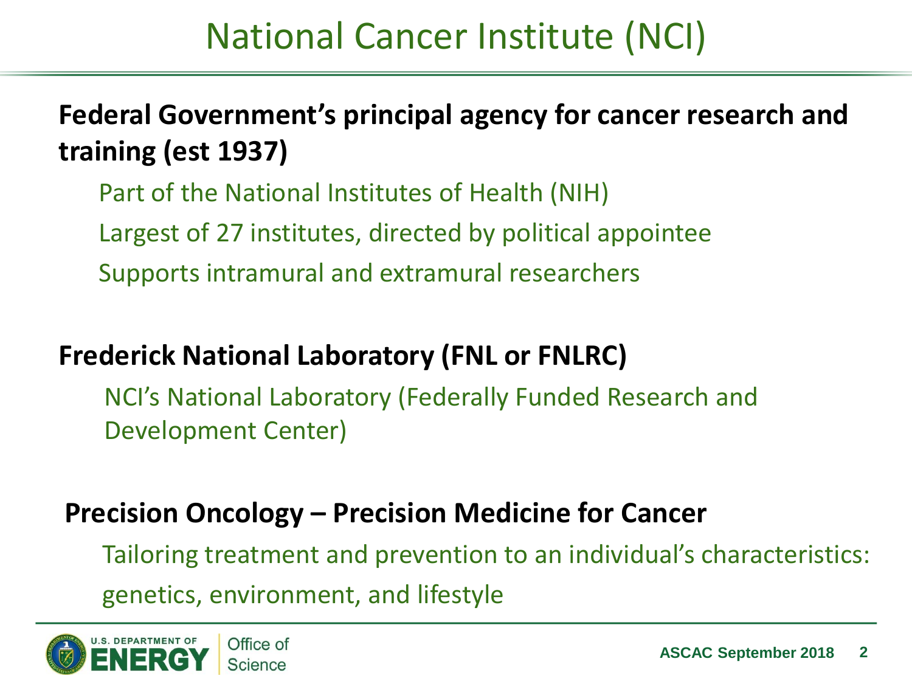# National Cancer Institute (NCI)

**Federal Government's principal agency for cancer research and training (est 1937)**

- Part of the National Institutes of Health (NIH)
- Largest of 27 institutes, directed by political appointee
- Supports intramural and extramural researchers

**Frederick National Laboratory (FNL or FNLRC)**

- NCI's National Laboratory (Federally Funded Research and Development Center)

**Precision Oncology – Precision Medicine for Cancer**

- Tailoring treatment and prevention to an individual's characteristics: genetics, environment, and lifestyle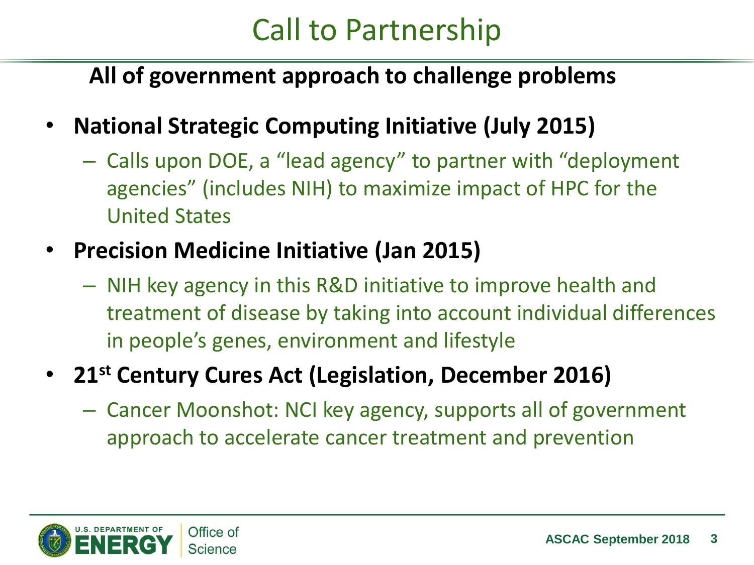# Call to Partnership

**All of government approach to challenge problems**

- **National Strategic Computing Initiative (July 2015)**
  - Calls upon DOE, a "lead agency" to partner with "deployment agencies" (includes NIH) to maximize impact of HPC for the United States
- **Precision Medicine Initiative (Jan 2015)**
  - NIH key agency in this R&D initiative to improve health and treatment of disease by taking into account individual differences in people's genes, environment and lifestyle
- **21st Century Cures Act (Legislation, December 2016)**
  - Cancer Moonshot: NCI key agency, supports all of government approach to accelerate cancer treatment and prevention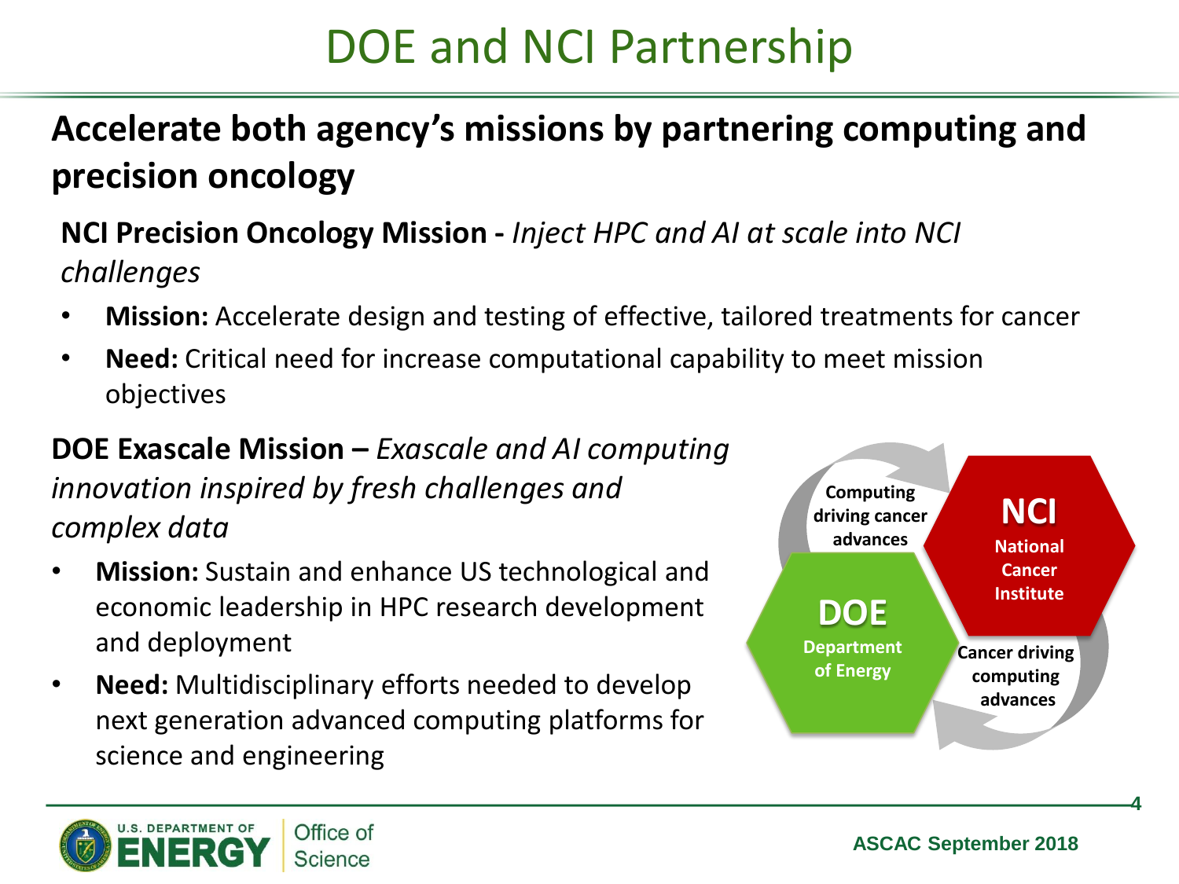# DOE and NCI Partnership

## Accelerate both agency's missions by partnering computing and precision oncology

**NCI Precision Oncology Mission -** *Inject HPC and AI at scale into NCI challenges*

- **Mission:** Accelerate design and testing of effective, tailored treatments for cancer
- **Need:** Critical need for increase computational capability to meet mission objectives

**DOE Exascale Mission –** *Exascale and AI computing innovation inspired by fresh challenges and complex data*

- **Mission:** Sustain and enhance US technological and economic leadership in HPC research development and deployment
- **Need:** Multidisciplinary efforts needed to develop next generation advanced computing platforms for science and engineering

Computing driving cancer advances

**NCI** National Cancer Institute

**DOE** Department of Energy

Cancer driving computing advances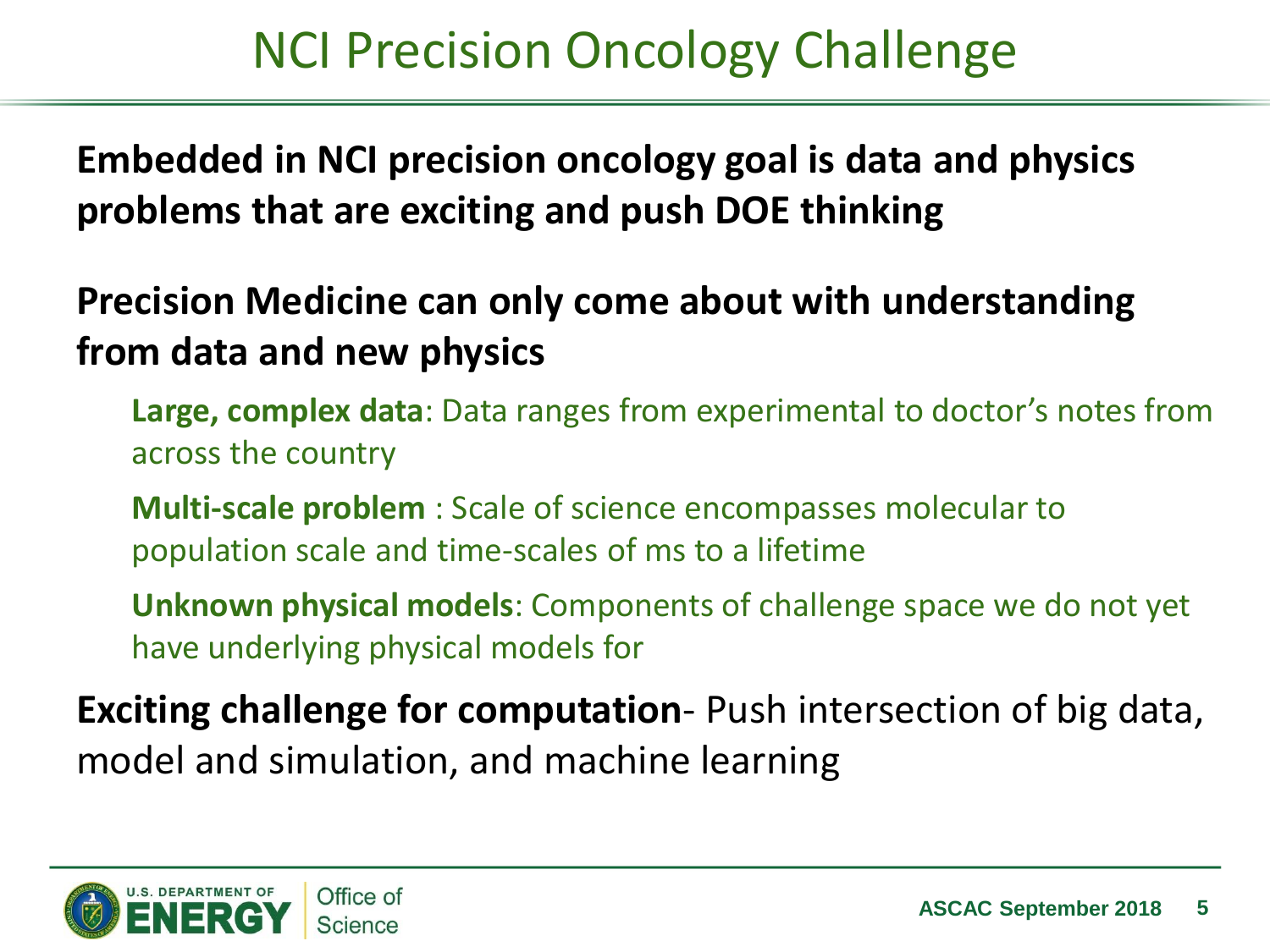# NCI Precision Oncology Challenge

**Embedded in NCI precision oncology goal is data and physics problems that are exciting and push DOE thinking**

**Precision Medicine can only come about with understanding from data and new physics**

- **Large, complex data**: Data ranges from experimental to doctor's notes from across the country
- **Multi-scale problem** : Scale of science encompasses molecular to population scale and time-scales of ms to a lifetime
- **Unknown physical models**: Components of challenge space we do not yet have underlying physical models for

**Exciting challenge for computation**- Push intersection of big data, model and simulation, and machine learning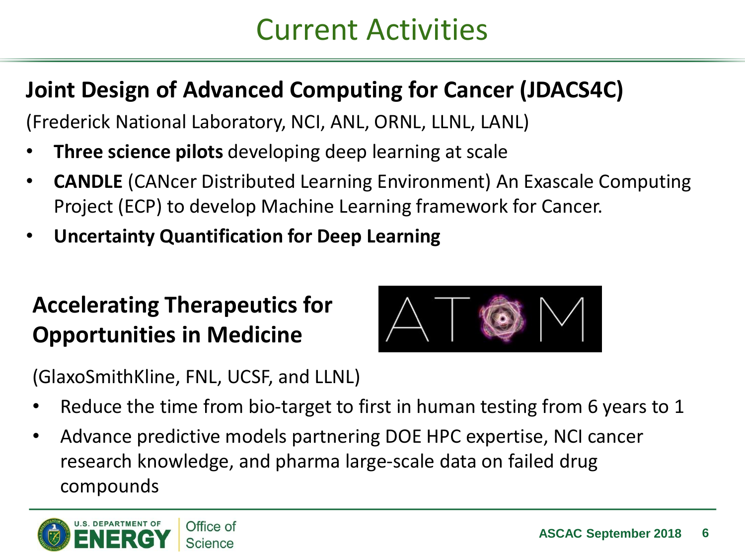# Current Activities

## Joint Design of Advanced Computing for Cancer (JDACS4C)

(Frederick National Laboratory, NCI, ANL, ORNL, LLNL, LANL)

- **Three science pilots** developing deep learning at scale
- **CANDLE** (CANcer Distributed Learning Environment) An Exascale Computing Project (ECP) to develop Machine Learning framework for Cancer.
- **Uncertainty Quantification for Deep Learning**

## Accelerating Therapeutics for Opportunities in Medicine

ATOM

(GlaxoSmithKline, FNL, UCSF, and LLNL)

- Reduce the time from bio-target to first in human testing from 6 years to 1
- Advance predictive models partnering DOE HPC expertise, NCI cancer research knowledge, and pharma large-scale data on failed drug compounds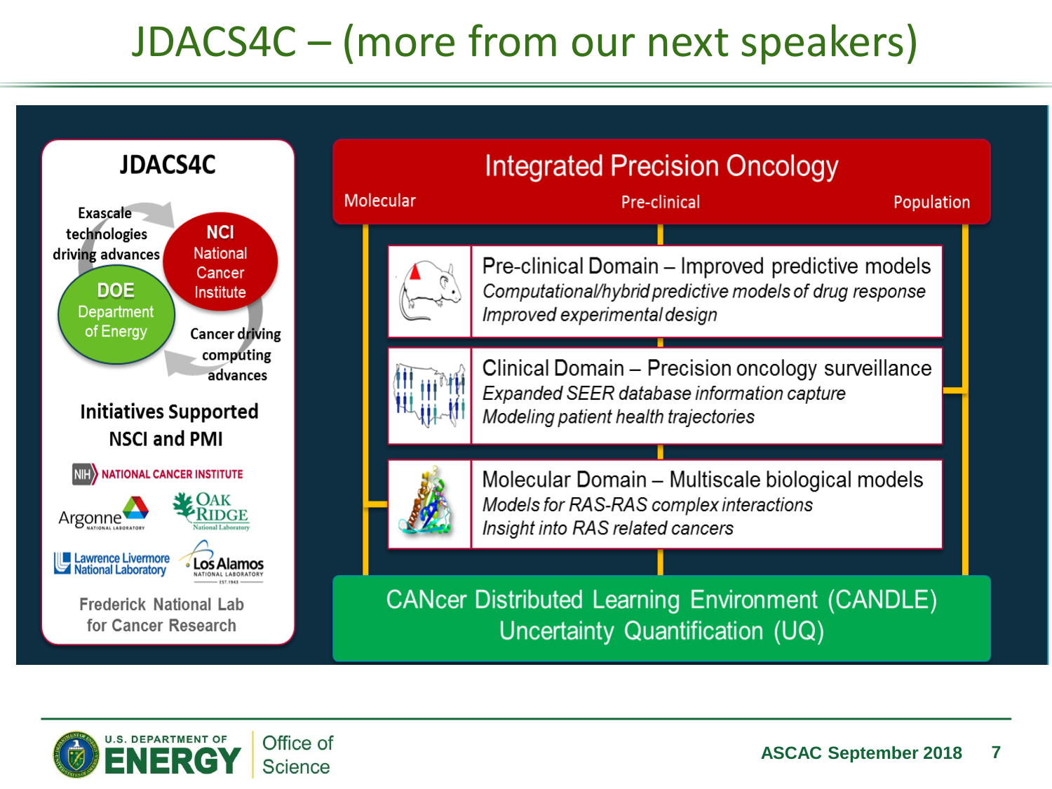# JDACS4C – (more from our next speakers)

## JDACS4C

Exascale technologies driving advances

**NCI** National Cancer Institute

**DOE** Department of Energy

Cancer driving computing advances

**Initiatives Supported NSCI and PMI**

- NIH NATIONAL CANCER INSTITUTE
- Argonne National Laboratory
- Oak Ridge National Laboratory
- Lawrence Livermore National Laboratory
- Los Alamos National Laboratory
- Frederick National Lab for Cancer Research

## Integrated Precision Oncology

Molecular — Pre-clinical — Population

**Pre-clinical Domain – Improved predictive models**

*Computational/hybrid predictive models of drug response*

*Improved experimental design*

**Clinical Domain – Precision oncology surveillance**

*Expanded SEER database information capture*

*Modeling patient health trajectories*

**Molecular Domain – Multiscale biological models**

*Models for RAS-RAS complex interactions*

*Insight into RAS related cancers*

**CANcer Distributed Learning Environment (CANDLE)**

**Uncertainty Quantification (UQ)**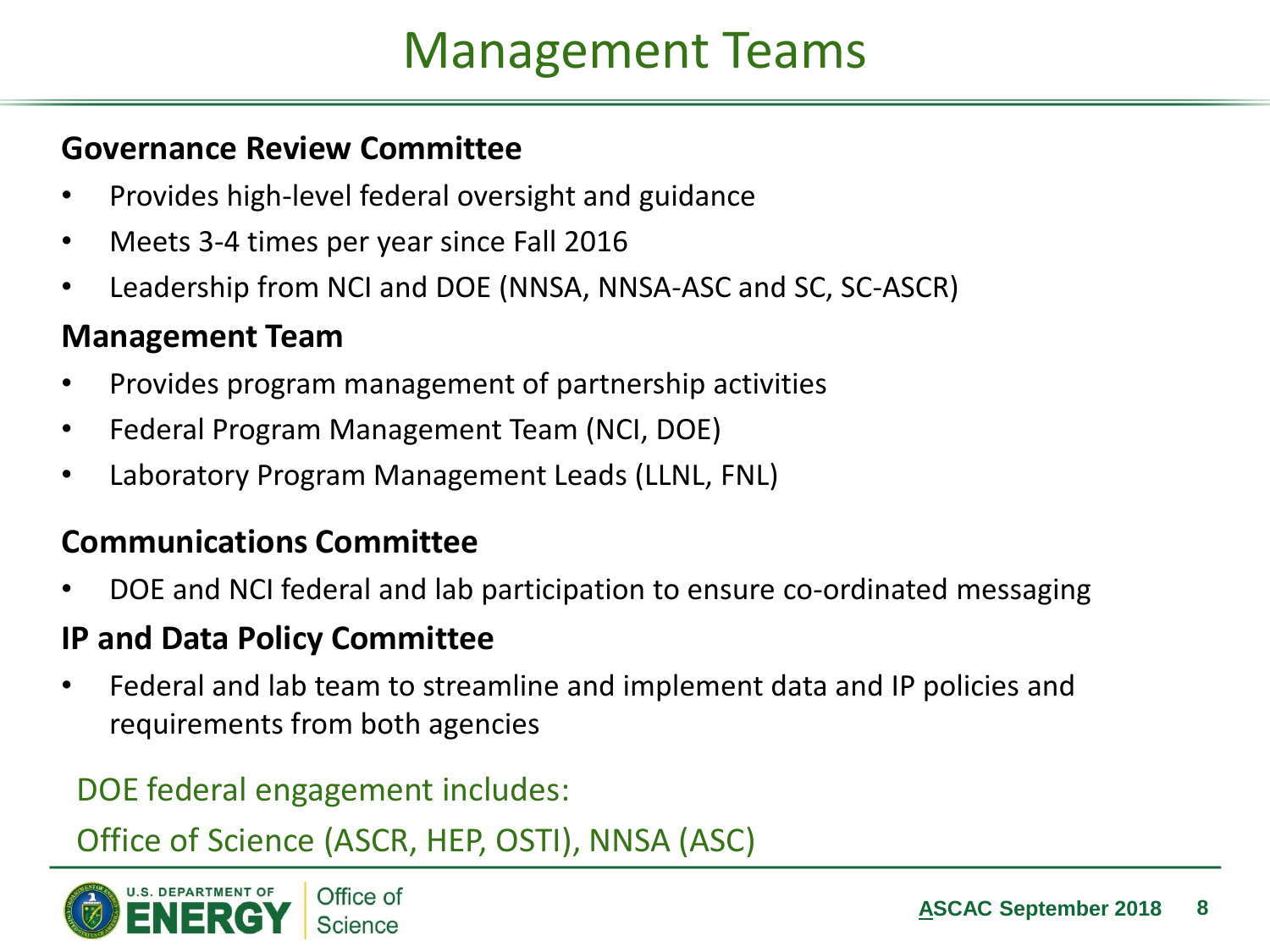# Management Teams

**Governance Review Committee**

- Provides high-level federal oversight and guidance
- Meets 3-4 times per year since Fall 2016
- Leadership from NCI and DOE (NNSA, NNSA-ASC and SC, SC-ASCR)

**Management Team**

- Provides program management of partnership activities
- Federal Program Management Team (NCI, DOE)
- Laboratory Program Management Leads (LLNL, FNL)

**Communications Committee**

- DOE and NCI federal and lab participation to ensure co-ordinated messaging

**IP and Data Policy Committee**

- Federal and lab team to streamline and implement data and IP policies and requirements from both agencies

DOE federal engagement includes:

Office of Science (ASCR, HEP, OSTI), NNSA (ASC)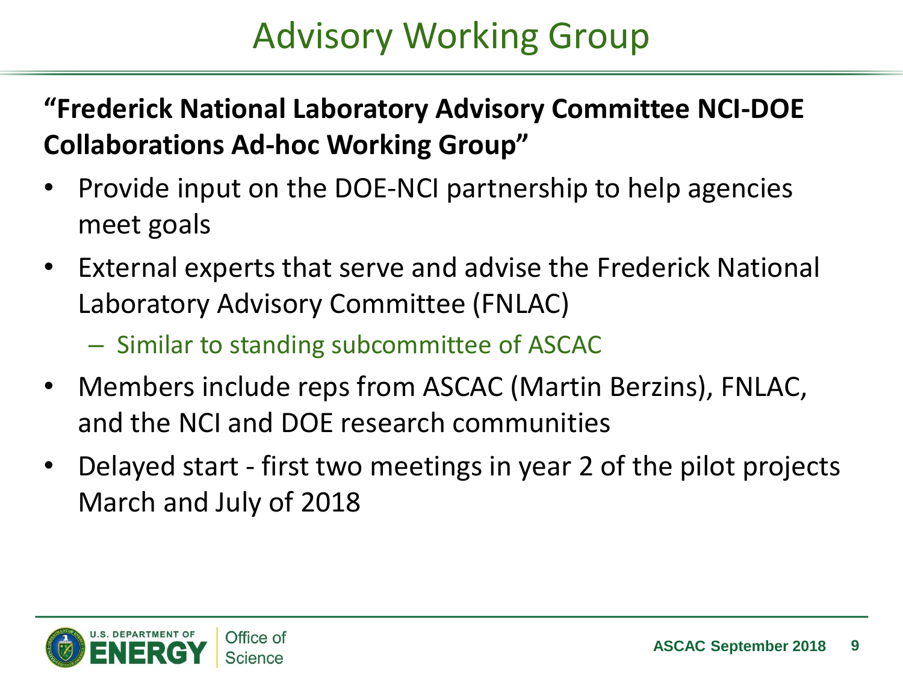# Advisory Working Group

**"Frederick National Laboratory Advisory Committee NCI-DOE Collaborations Ad-hoc Working Group"**

- Provide input on the DOE-NCI partnership to help agencies meet goals
- External experts that serve and advise the Frederick National Laboratory Advisory Committee (FNLAC)
  - Similar to standing subcommittee of ASCAC
- Members include reps from ASCAC (Martin Berzins), FNLAC, and the NCI and DOE research communities
- Delayed start - first two meetings in year 2 of the pilot projects March and July of 2018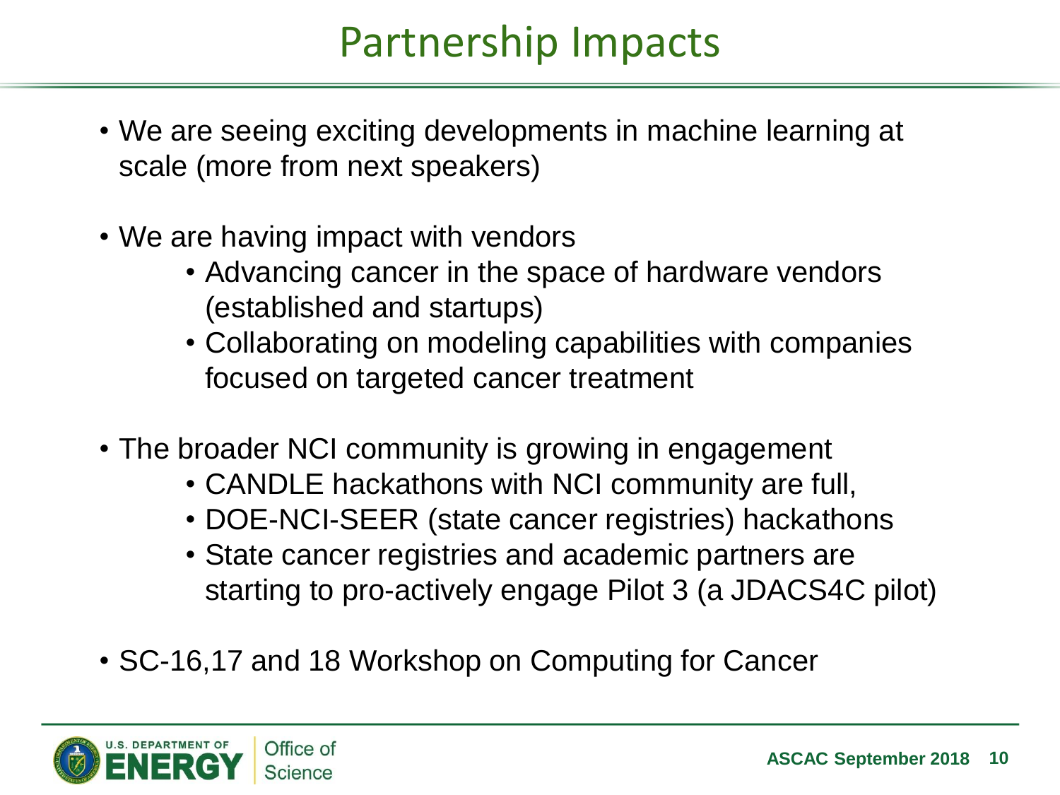# Partnership Impacts

- We are seeing exciting developments in machine learning at scale (more from next speakers)
- We are having impact with vendors
  - Advancing cancer in the space of hardware vendors (established and startups)
  - Collaborating on modeling capabilities with companies focused on targeted cancer treatment
- The broader NCI community is growing in engagement
  - CANDLE hackathons with NCI community are full,
  - DOE-NCI-SEER (state cancer registries) hackathons
  - State cancer registries and academic partners are starting to pro-actively engage Pilot 3 (a JDACS4C pilot)
- SC-16,17 and 18 Workshop on Computing for Cancer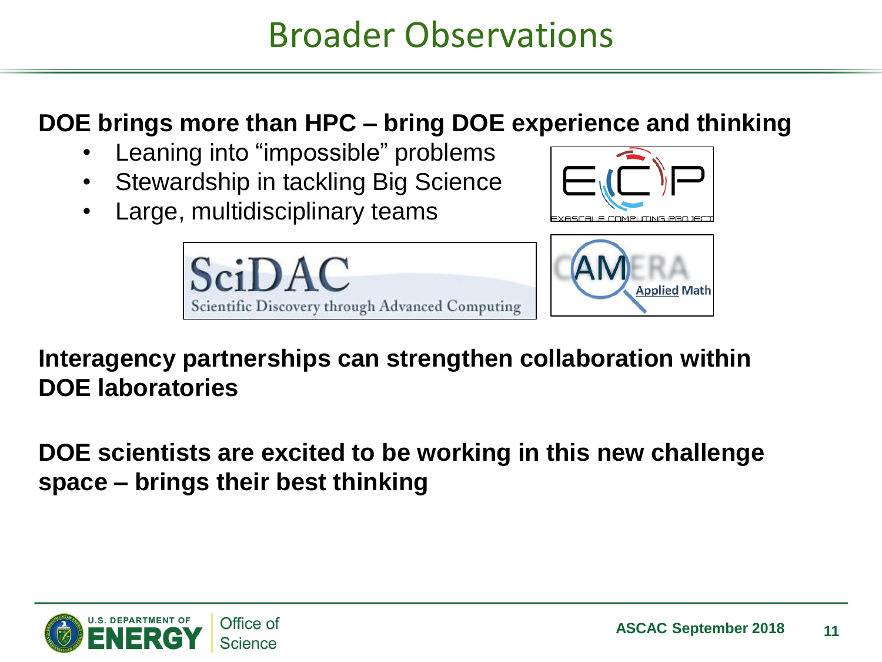# Broader Observations

**DOE brings more than HPC – bring DOE experience and thinking**

- Leaning into "impossible" problems
- Stewardship in tackling Big Science
- Large, multidisciplinary teams

**Interagency partnerships can strengthen collaboration within DOE laboratories**

**DOE scientists are excited to be working in this new challenge space – brings their best thinking**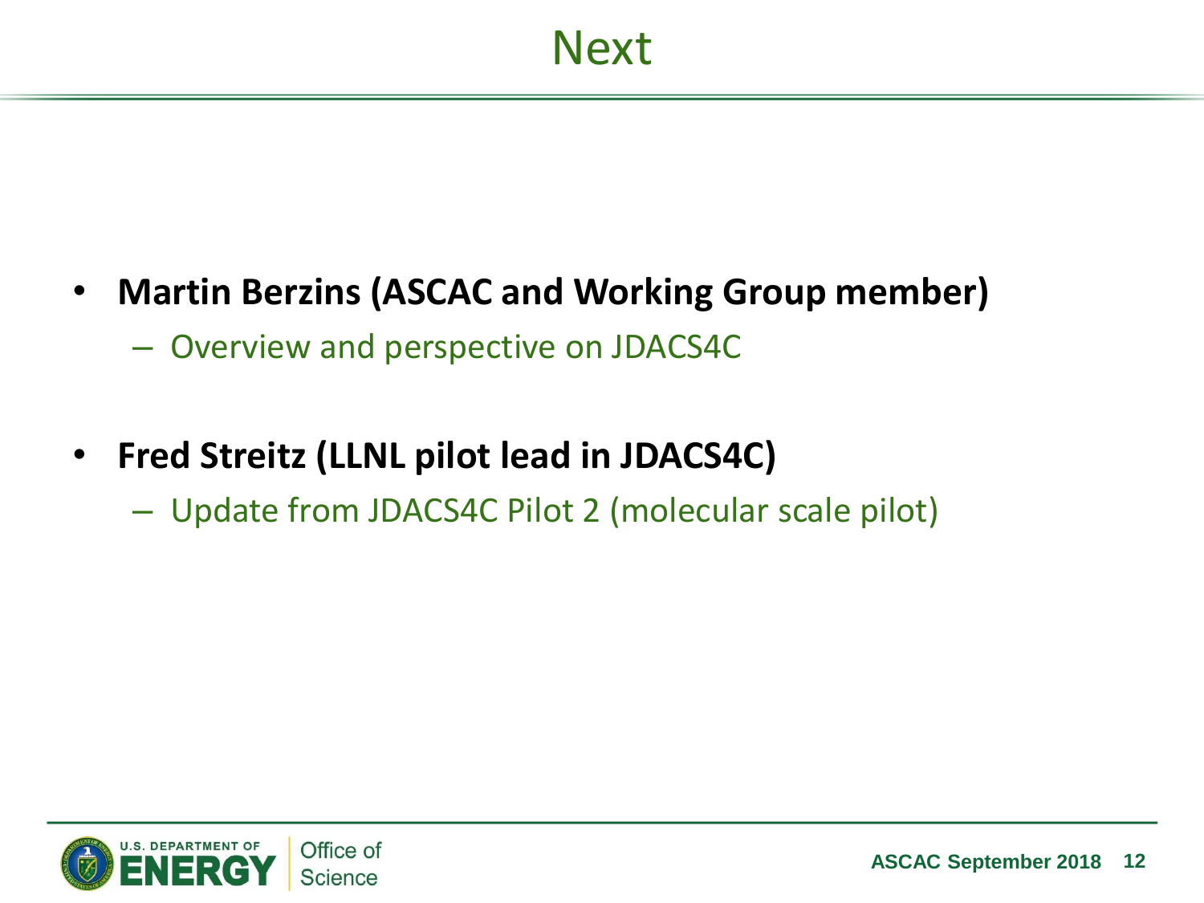# Next

- **Martin Berzins (ASCAC and Working Group member)**
  - Overview and perspective on JDACS4C
- **Fred Streitz (LLNL pilot lead in JDACS4C)**
  - Update from JDACS4C Pilot 2 (molecular scale pilot)